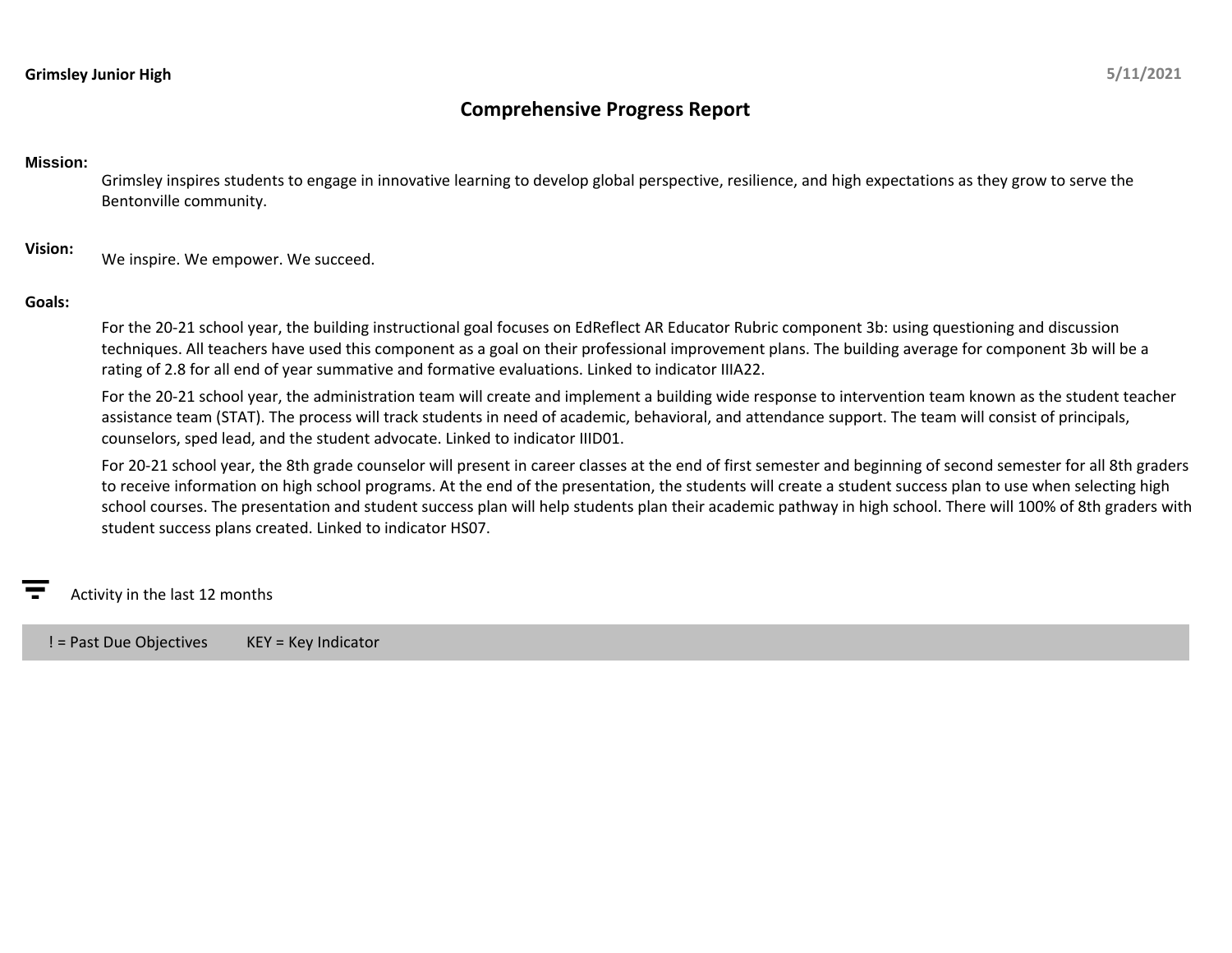**Grimsley Junior High** 5/11/2021

# Comprehensive Progress Report

**Mission:**

Grimsley inspires students to engage in innovative learning to develop global perspective, resilience, and high expectations as they grow to serve the Bentonville community.

**Vision:**

We inspire. We empower. We succeed.

**Goals:**

For the 20-21 school year, the building instructional goal focuses on EdReflect AR Educator Rubric component 3b: using questioning and discussion techniques. All teachers have used this component as a goal on their professional improvement plans. The building average for component 3b will be a rating of 2.8 for all end of year summative and formative evaluations. Linked to indicator IIIA22.

For the 20-21 school year, the administration team will create and implement a building wide response to intervention team known as the student teacher assistance team (STAT). The process will track students in need of academic, behavioral, and attendance support. The team will consist of principals, counselors, sped lead, and the student advocate. Linked to indicator IIID01.

For 20-21 school year, the 8th grade counselor will present in career classes at the end of first semester and beginning of second semester for all 8th graders to receive information on high school programs. At the end of the presentation, the students will create a student success plan to use when selecting high school courses. The presentation and student success plan will help students plan their academic pathway in high school. There will 100% of 8th graders with student success plans created. Linked to indicator HS07.

Activity in the last 12 months

! = Past Due Objectives KEY = Key Indicator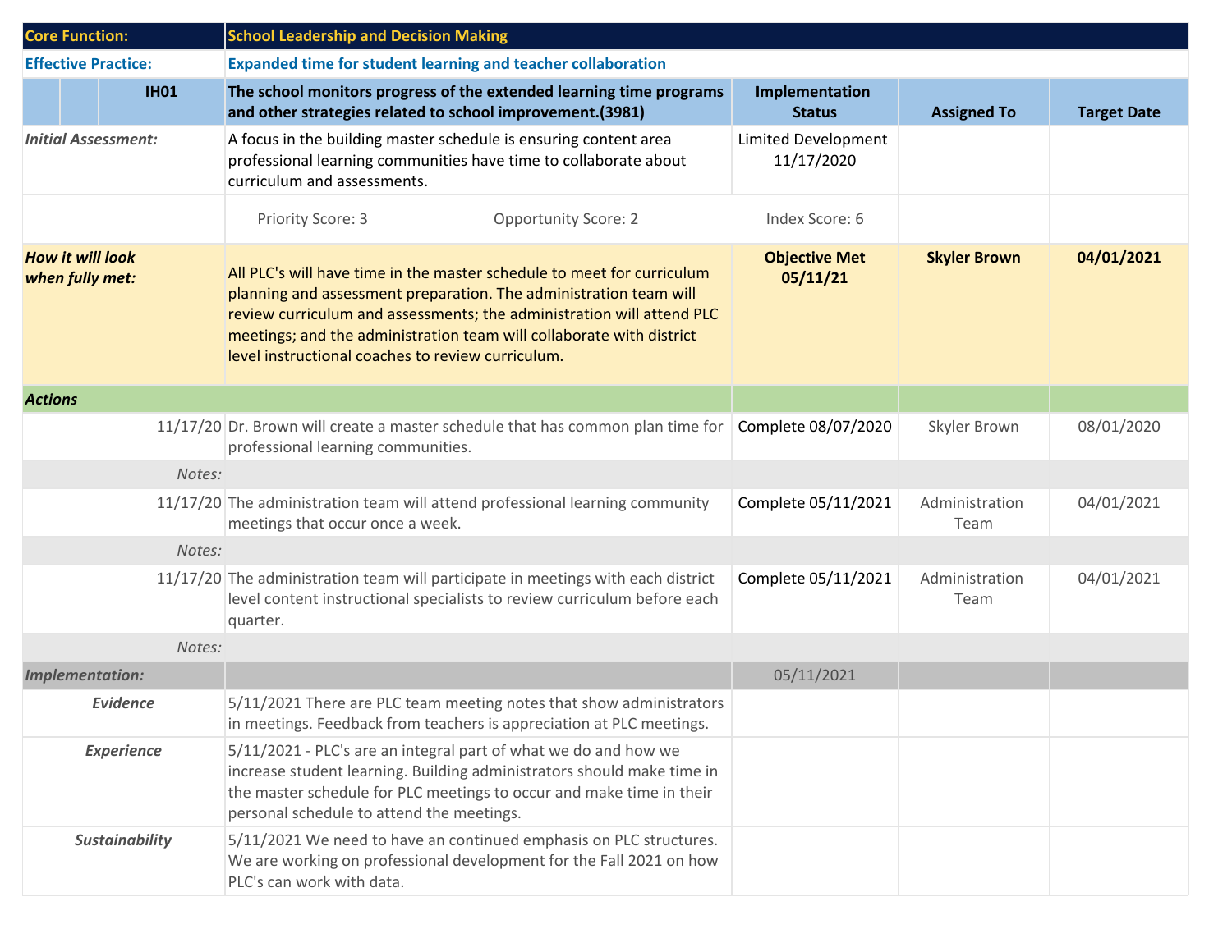| Core Function: | | | School Leadership and Decision Making | | | |
|---|---|---|---|---|---|---|
| **Effective Practice:** | | | **Expanded time for student learning and teacher collaboration** | | | |
| | | **IH01** | **The school monitors progress of the extended learning time programs and other strategies related to school improvement.(3981)** | **Implementation Status** | **Assigned To** | **Target Date** |
| *Initial Assessment:* | | | A focus in the building master schedule is ensuring content area professional learning communities have time to collaborate about curriculum and assessments. | Limited Development 11/17/2020 | | |
| | | | Priority Score: 3 &nbsp;&nbsp;&nbsp; Opportunity Score: 2 | Index Score: 6 | | |
| ***How it will look when fully met:*** | | | All PLC's will have time in the master schedule to meet for curriculum planning and assessment preparation. The administration team will review curriculum and assessments; the administration will attend PLC meetings; and the administration team will collaborate with district level instructional coaches to review curriculum. | **Objective Met 05/11/21** | **Skyler Brown** | **04/01/2021** |
| ***Actions*** | | | | | | |
| | | 11/17/20 | Dr. Brown will create a master schedule that has common plan time for professional learning communities. | Complete 08/07/2020 | Skyler Brown | 08/01/2020 |
| | | *Notes:* | | | | |
| | | 11/17/20 | The administration team will attend professional learning community meetings that occur once a week. | Complete 05/11/2021 | Administration Team | 04/01/2021 |
| | | *Notes:* | | | | |
| | | 11/17/20 | The administration team will participate in meetings with each district level content instructional specialists to review curriculum before each quarter. | Complete 05/11/2021 | Administration Team | 04/01/2021 |
| | | *Notes:* | | | | |
| ***Implementation:*** | | | | 05/11/2021 | | |
| ***Evidence*** | | | 5/11/2021 There are PLC team meeting notes that show administrators in meetings. Feedback from teachers is appreciation at PLC meetings. | | | |
| ***Experience*** | | | 5/11/2021 - PLC's are an integral part of what we do and how we increase student learning. Building administrators should make time in the master schedule for PLC meetings to occur and make time in their personal schedule to attend the meetings. | | | |
| ***Sustainability*** | | | 5/11/2021 We need to have an continued emphasis on PLC structures. We are working on professional development for the Fall 2021 on how PLC's can work with data. | | | |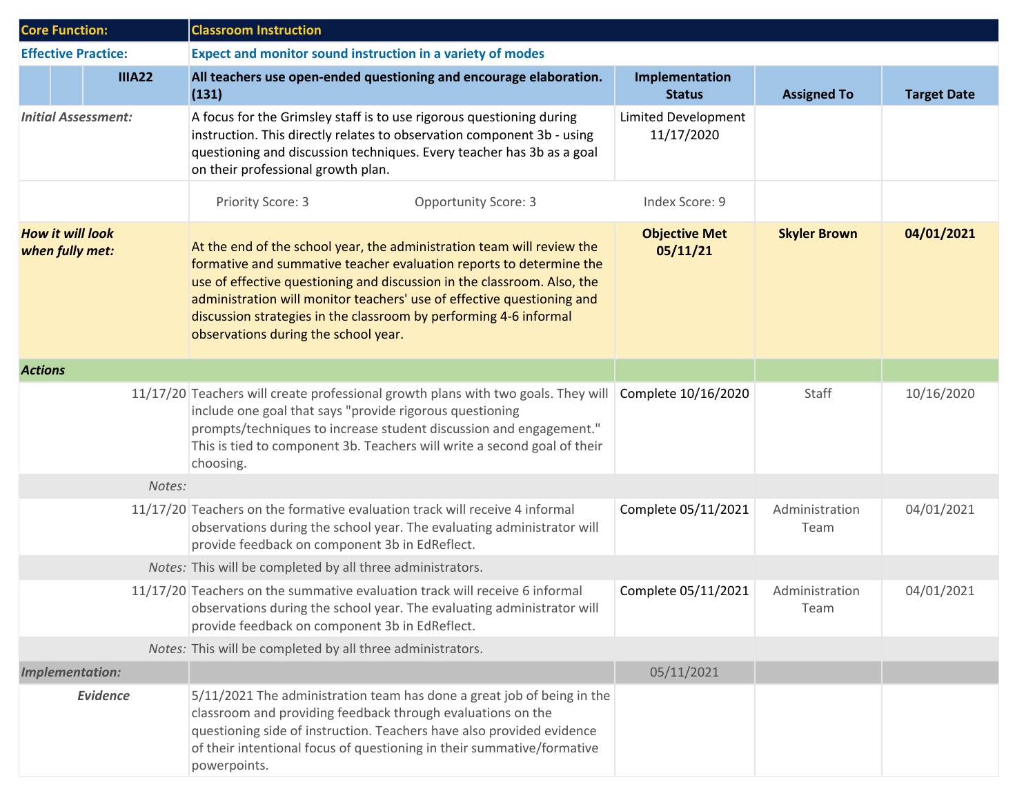| Core Function: | Classroom Instruction | | | |
|---|---|---|---|---|
| **Effective Practice:** | **Expect and monitor sound instruction in a variety of modes** | | | |
| **IIIA22** | **All teachers use open-ended questioning and encourage elaboration. (131)** | **Implementation Status** | **Assigned To** | **Target Date** |
| *Initial Assessment:* | A focus for the Grimsley staff is to use rigorous questioning during instruction. This directly relates to observation component 3b - using questioning and discussion techniques. Every teacher has 3b as a goal on their professional growth plan. | Limited Development 11/17/2020 | | |
| | Priority Score: 3 &nbsp;&nbsp;&nbsp; Opportunity Score: 3 | Index Score: 9 | | |
| ***How it will look when fully met:*** | At the end of the school year, the administration team will review the formative and summative teacher evaluation reports to determine the use of effective questioning and discussion in the classroom. Also, the administration will monitor teachers' use of effective questioning and discussion strategies in the classroom by performing 4-6 informal observations during the school year. | **Objective Met 05/11/21** | **Skyler Brown** | **04/01/2021** |
| ***Actions*** | | | | |
| 11/17/20 | Teachers will create professional growth plans with two goals. They will include one goal that says "provide rigorous questioning prompts/techniques to increase student discussion and engagement." This is tied to component 3b. Teachers will write a second goal of their choosing. | Complete 10/16/2020 | Staff | 10/16/2020 |
| *Notes:* | | | | |
| 11/17/20 | Teachers on the formative evaluation track will receive 4 informal observations during the school year. The evaluating administrator will provide feedback on component 3b in EdReflect. | Complete 05/11/2021 | Administration Team | 04/01/2021 |
| *Notes:* | This will be completed by all three administrators. | | | |
| 11/17/20 | Teachers on the summative evaluation track will receive 6 informal observations during the school year. The evaluating administrator will provide feedback on component 3b in EdReflect. | Complete 05/11/2021 | Administration Team | 04/01/2021 |
| *Notes:* | This will be completed by all three administrators. | | | |
| ***Implementation:*** | | 05/11/2021 | | |
| ***Evidence*** | 5/11/2021 The administration team has done a great job of being in the classroom and providing feedback through evaluations on the questioning side of instruction. Teachers have also provided evidence of their intentional focus of questioning in their summative/formative powerpoints. | | | |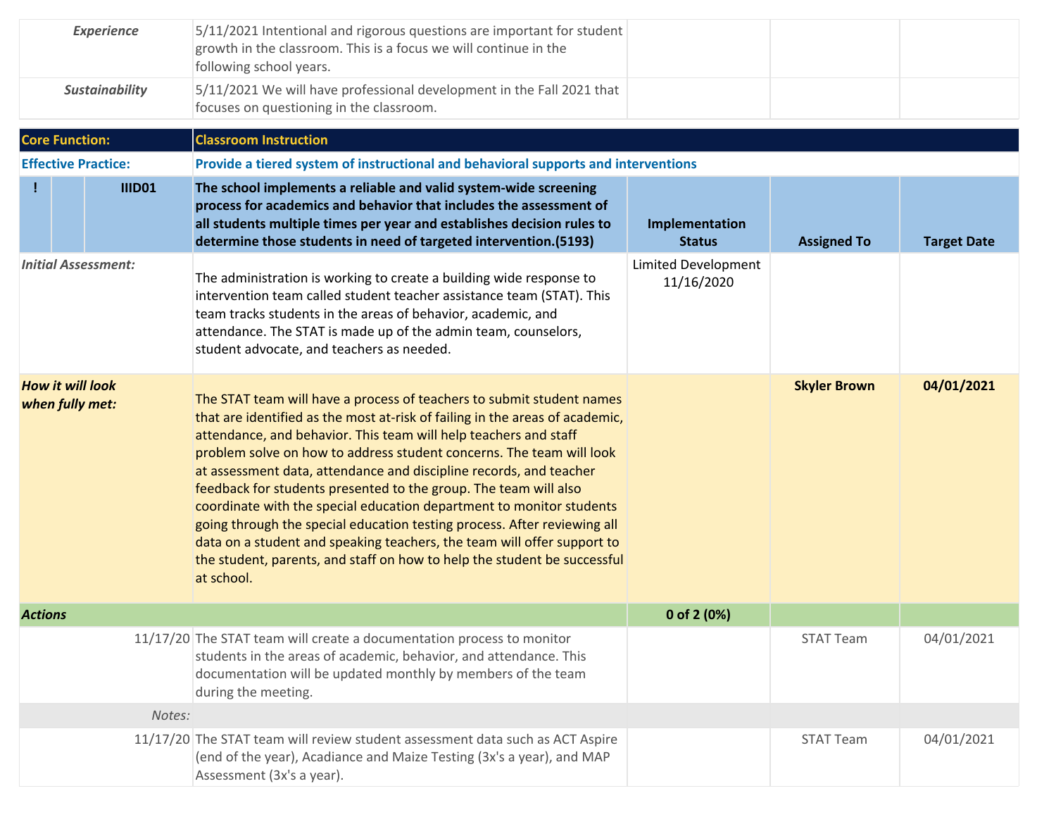| | | | | |
|---|---|---|---|---|
| *Experience* | 5/11/2021 Intentional and rigorous questions are important for student growth in the classroom. This is a focus we will continue in the following school years. | | | |
| *Sustainability* | 5/11/2021 We will have professional development in the Fall 2021 that focuses on questioning in the classroom. | | | |

| | | | | |
|---|---|---|---|---|
| **Core Function:** | **Classroom Instruction** | | | |
| **Effective Practice:** | **Provide a tiered system of instructional and behavioral supports and interventions** | | | |
| **! IIID01** | **The school implements a reliable and valid system-wide screening process for academics and behavior that includes the assessment of all students multiple times per year and establishes decision rules to determine those students in need of targeted intervention.(5193)** | **Implementation Status** | **Assigned To** | **Target Date** |
| *Initial Assessment:* | The administration is working to create a building wide response to intervention team called student teacher assistance team (STAT). This team tracks students in the areas of behavior, academic, and attendance. The STAT is made up of the admin team, counselors, student advocate, and teachers as needed. | Limited Development 11/16/2020 | | |
| *How it will look when fully met:* | The STAT team will have a process of teachers to submit student names that are identified as the most at-risk of failing in the areas of academic, attendance, and behavior. This team will help teachers and staff problem solve on how to address student concerns. The team will look at assessment data, attendance and discipline records, and teacher feedback for students presented to the group. The team will also coordinate with the special education department to monitor students going through the special education testing process. After reviewing all data on a student and speaking teachers, the team will offer support to the student, parents, and staff on how to help the student be successful at school. | | **Skyler Brown** | **04/01/2021** |
| ***Actions*** | | **0 of 2 (0%)** | | |
| 11/17/20 | The STAT team will create a documentation process to monitor students in the areas of academic, behavior, and attendance. This documentation will be updated monthly by members of the team during the meeting. | | STAT Team | 04/01/2021 |
| *Notes:* | | | | |
| 11/17/20 | The STAT team will review student assessment data such as ACT Aspire (end of the year), Acadiance and Maize Testing (3x's a year), and MAP Assessment (3x's a year). | | STAT Team | 04/01/2021 |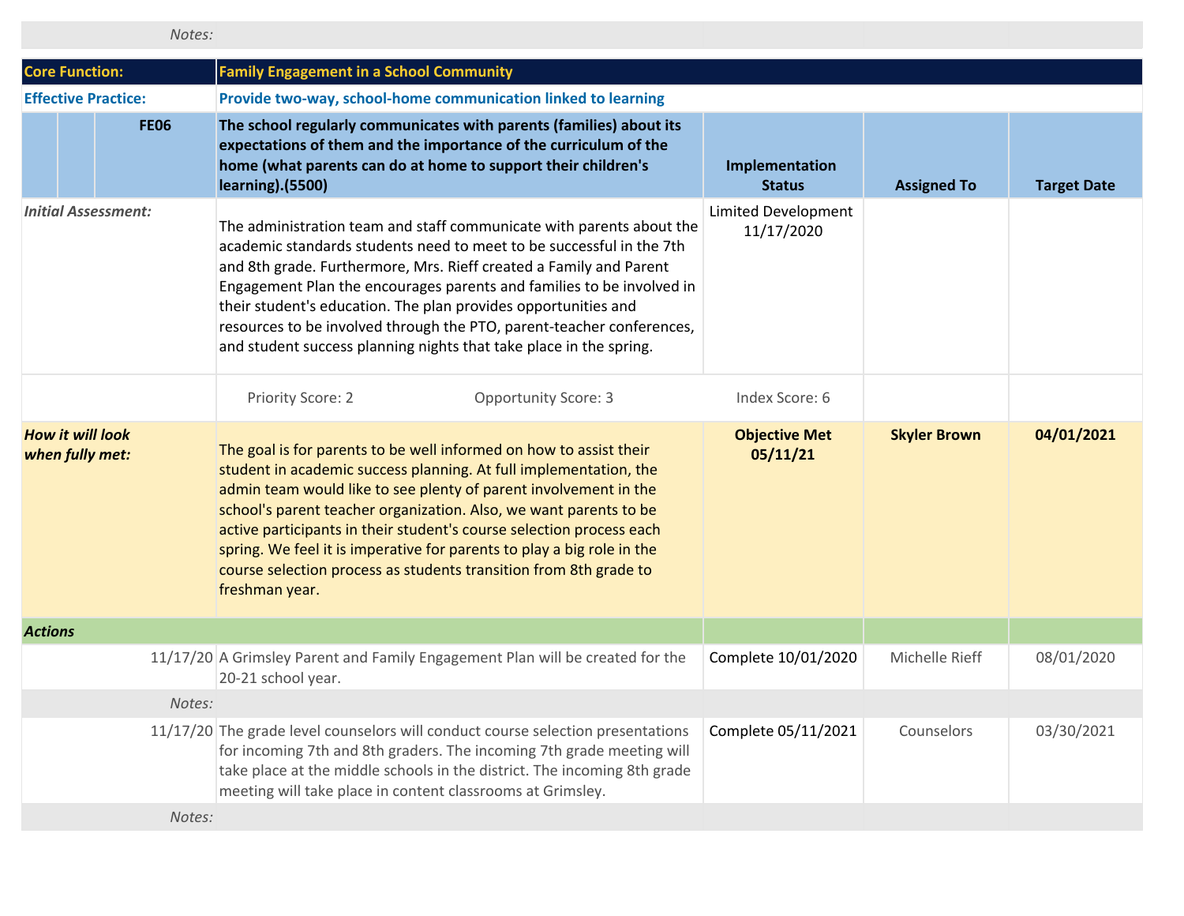| | | | | |
|---|---|---|---|---|
| *Notes:* | | | | |

| | | | | |
|---|---|---|---|---|
| **Core Function:** | **Family Engagement in a School Community** | | | |
| **Effective Practice:** | **Provide two-way, school-home communication linked to learning** | | | |
| **FE06** | **The school regularly communicates with parents (families) about its expectations of them and the importance of the curriculum of the home (what parents can do at home to support their children's learning).(5500)** | **Implementation Status** | **Assigned To** | **Target Date** |
| *Initial Assessment:* | The administration team and staff communicate with parents about the academic standards students need to meet to be successful in the 7th and 8th grade. Furthermore, Mrs. Rieff created a Family and Parent Engagement Plan the encourages parents and families to be involved in their student's education. The plan provides opportunities and resources to be involved through the PTO, parent-teacher conferences, and student success planning nights that take place in the spring. | Limited Development 11/17/2020 | | |
| | Priority Score: 2 &nbsp;&nbsp;&nbsp; Opportunity Score: 3 | Index Score: 6 | | |
| ***How it will look when fully met:*** | The goal is for parents to be well informed on how to assist their student in academic success planning. At full implementation, the admin team would like to see plenty of parent involvement in the school's parent teacher organization. Also, we want parents to be active participants in their student's course selection process each spring. We feel it is imperative for parents to play a big role in the course selection process as students transition from 8th grade to freshman year. | **Objective Met 05/11/21** | **Skyler Brown** | **04/01/2021** |
| ***Actions*** | | | | |
| 11/17/20 | A Grimsley Parent and Family Engagement Plan will be created for the 20-21 school year. | Complete 10/01/2020 | Michelle Rieff | 08/01/2020 |
| *Notes:* | | | | |
| 11/17/20 | The grade level counselors will conduct course selection presentations for incoming 7th and 8th graders. The incoming 7th grade meeting will take place at the middle schools in the district. The incoming 8th grade meeting will take place in content classrooms at Grimsley. | Complete 05/11/2021 | Counselors | 03/30/2021 |
| *Notes:* | | | | |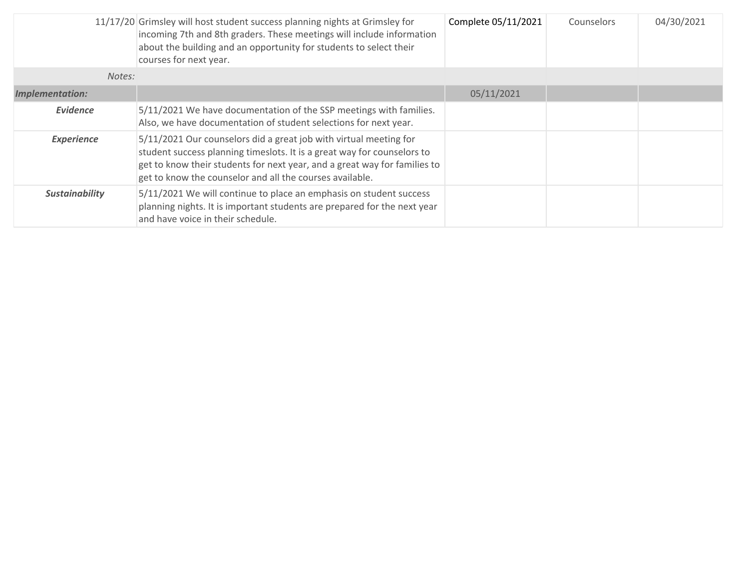| | | | | |
|---|---|---|---|---|
| 11/17/20 | Grimsley will host student success planning nights at Grimsley for incoming 7th and 8th graders. These meetings will include information about the building and an opportunity for students to select their courses for next year. | Complete 05/11/2021 | Counselors | 04/30/2021 |
| *Notes:* | | | | |
| ***Implementation:*** | | 05/11/2021 | | |
| ***Evidence*** | 5/11/2021 We have documentation of the SSP meetings with families. Also, we have documentation of student selections for next year. | | | |
| ***Experience*** | 5/11/2021 Our counselors did a great job with virtual meeting for student success planning timeslots. It is a great way for counselors to get to know their students for next year, and a great way for families to get to know the counselor and all the courses available. | | | |
| ***Sustainability*** | 5/11/2021 We will continue to place an emphasis on student success planning nights. It is important students are prepared for the next year and have voice in their schedule. | | | |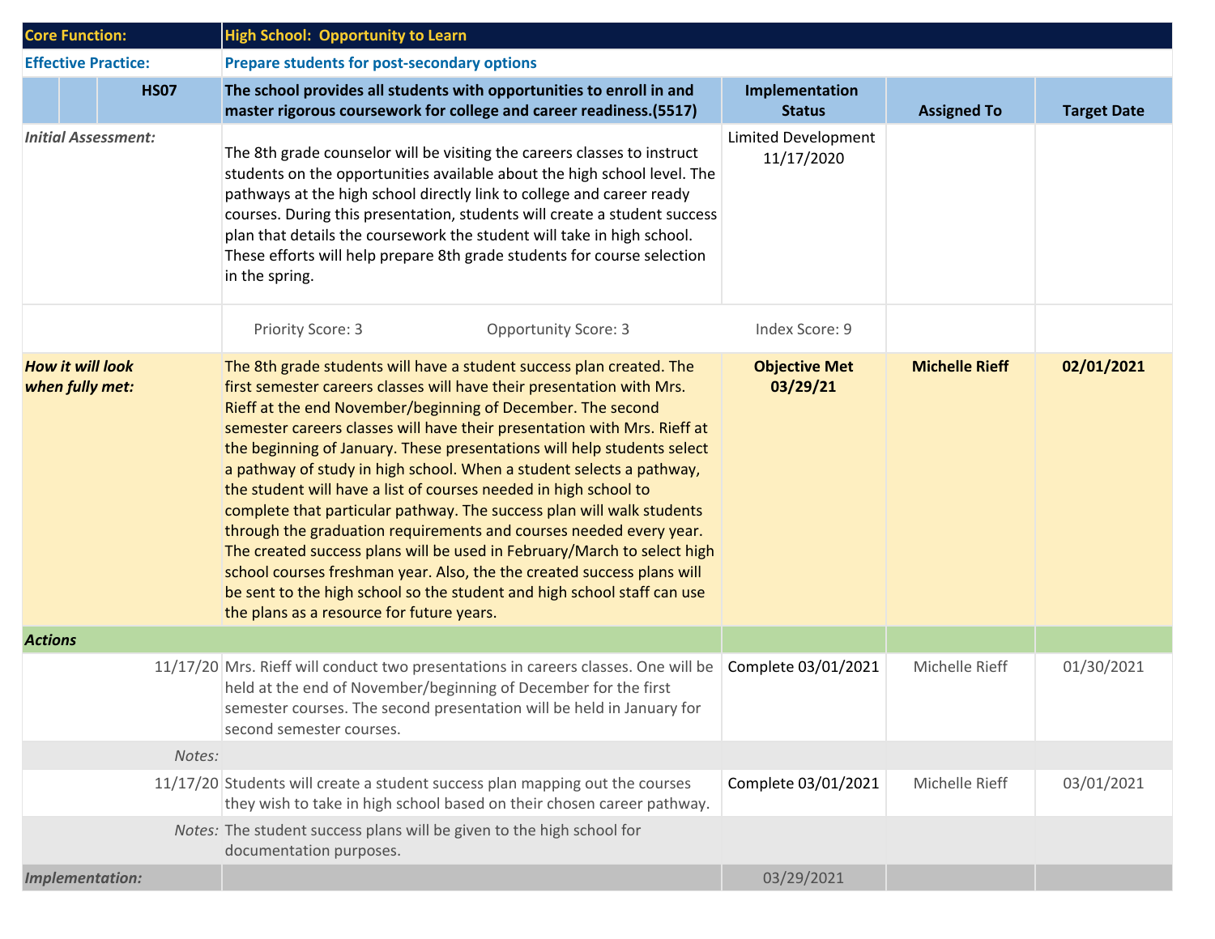| Core Function: | | | High School: Opportunity to Learn | | | |
|---|---|---|---|---|---|---|
| **Effective Practice:** | | | **Prepare students for post-secondary options** | | | |
| | | **HS07** | **The school provides all students with opportunities to enroll in and master rigorous coursework for college and career readiness.(5517)** | **Implementation Status** | **Assigned To** | **Target Date** |
| *Initial Assessment:* | | | The 8th grade counselor will be visiting the careers classes to instruct students on the opportunities available about the high school level. The pathways at the high school directly link to college and career ready courses. During this presentation, students will create a student success plan that details the coursework the student will take in high school. These efforts will help prepare 8th grade students for course selection in the spring. | Limited Development 11/17/2020 | | |
| | | | Priority Score: 3 &nbsp;&nbsp;&nbsp; Opportunity Score: 3 | Index Score: 9 | | |
| ***How it will look when fully met:*** | | | The 8th grade students will have a student success plan created. The first semester careers classes will have their presentation with Mrs. Rieff at the end November/beginning of December. The second semester careers classes will have their presentation with Mrs. Rieff at the beginning of January. These presentations will help students select a pathway of study in high school. When a student selects a pathway, the student will have a list of courses needed in high school to complete that particular pathway. The success plan will walk students through the graduation requirements and courses needed every year. The created success plans will be used in February/March to select high school courses freshman year. Also, the the created success plans will be sent to the high school so the student and high school staff can use the plans as a resource for future years. | **Objective Met 03/29/21** | **Michelle Rieff** | **02/01/2021** |
| ***Actions*** | | | | | | |
| | | 11/17/20 | Mrs. Rieff will conduct two presentations in careers classes. One will be held at the end of November/beginning of December for the first semester courses. The second presentation will be held in January for second semester courses. | Complete 03/01/2021 | Michelle Rieff | 01/30/2021 |
| | | *Notes:* | | | | |
| | | 11/17/20 | Students will create a student success plan mapping out the courses they wish to take in high school based on their chosen career pathway. | Complete 03/01/2021 | Michelle Rieff | 03/01/2021 |
| | | *Notes:* | The student success plans will be given to the high school for documentation purposes. | | | |
| *Implementation:* | | | | 03/29/2021 | | |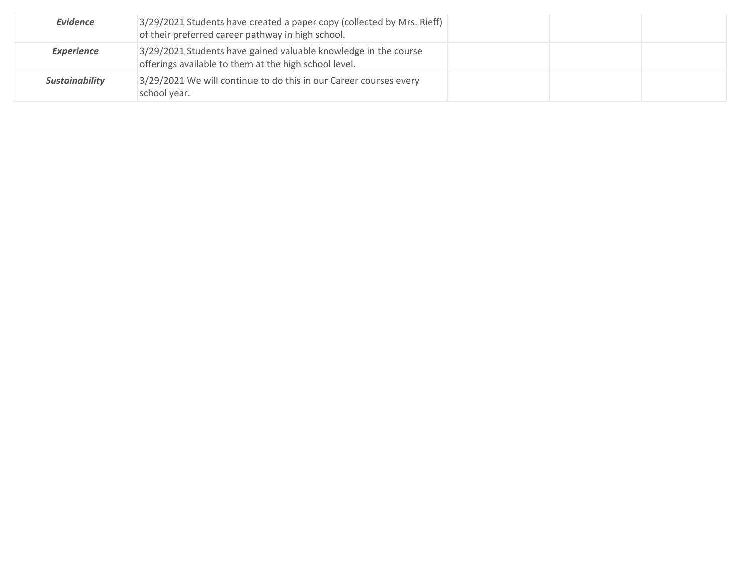| | | | | |
|---|---|---|---|---|
| ***Evidence*** | 3/29/2021 Students have created a paper copy (collected by Mrs. Rieff) of their preferred career pathway in high school. | | | |
| ***Experience*** | 3/29/2021 Students have gained valuable knowledge in the course offerings available to them at the high school level. | | | |
| ***Sustainability*** | 3/29/2021 We will continue to do this in our Career courses every school year. | | | |